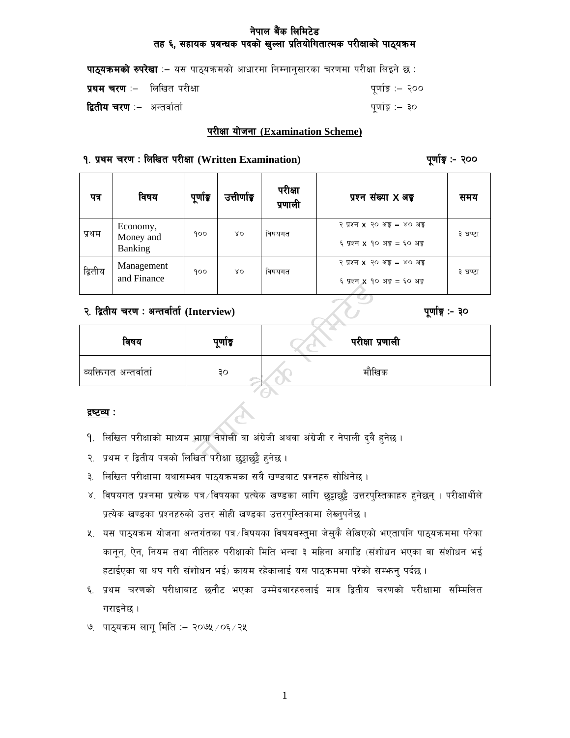# नेपाल बैंक लिमिटेड
## तह ६, सहायक प्रबन्धक पदको खुल्ला प्रतियोगितात्मक परीक्षाको पाठ्यक्रम

**पाठ्यक्रमको रुपरेखा** :– यस पाठ्यक्रमको आधारमा निम्नानुसारका चरणमा परीक्षा लिइने छ :

**प्रथम चरण** :– लिखित परीक्षा पूर्णाङ्क :– २००

**द्वितीय चरण** :– अन्तर्वार्ता पूर्णाङ्क :– ३०

### परीक्षा योजना (Examination Scheme)

**१. प्रथम चरण : लिखित परीक्षा (Written Examination)** **पूर्णाङ्क :- २००**

| पत्र | विषय | पूर्णाङ्क | उत्तीर्णाङ्क | परीक्षा प्रणाली | प्रश्न संख्या X अङ्क | समय |
|---|---|---|---|---|---|---|
| प्रथम | Economy, Money and Banking | १०० | ४० | विषयगत | २ प्रश्न X २० अङ्क = ४० अङ्क<br>६ प्रश्न X १० अङ्क = ६० अङ्क | ३ घण्टा |
| द्वितीय | Management and Finance | १०० | ४० | विषयगत | २ प्रश्न X २० अङ्क = ४० अङ्क<br>६ प्रश्न X १० अङ्क = ६० अङ्क | ३ घण्टा |

**२. द्वितीय चरण : अन्तर्वार्ता (Interview)** **पूर्णाङ्क :- ३०**

| विषय | पूर्णाङ्क | परीक्षा प्रणाली |
|---|---|---|
| व्यक्तिगत अन्तर्वार्ता | ३० | मौखिक |

**द्रष्टव्य :**

१. लिखित परीक्षाको माध्यम भाषा नेपाली वा अंग्रेजी अथवा अंग्रेजी र नेपाली दुवै हुनेछ ।

२. प्रथम र द्वितीय पत्रको लिखित परीक्षा छुट्टाछुट्टै हुनेछ ।

३. लिखित परीक्षामा यथासम्भव पाठ्यक्रमका सबै खण्डबाट प्रश्नहरु सोधिनेछ ।

४. विषयगत प्रश्नमा प्रत्येक पत्र/विषयका प्रत्येक खण्डका लागि छुट्टाछुट्टै उत्तरपुस्तिकाहरु हुनेछन् । परीक्षार्थीले प्रत्येक खण्डका प्रश्नहरुको उत्तर सोही खण्डका उत्तरपुस्तिकामा लेख्नुपर्नेछ ।

५. यस पाठ्यक्रम योजना अन्तर्गतका पत्र/विषयका विषयवस्तुमा जेसुकै लेखिएको भएतापनि पाठ्यक्रममा परेका कानून, ऐन, नियम तथा नीतिहरु परीक्षाको मिति भन्दा ३ महिना अगाडि (संशोधन भएका वा संशोधन भई हटाईएका वा थप गरी संशोधन भई) कायम रहेकालाई यस पाठ्क्रममा परेको सम्झनु पर्दछ ।

६. प्रथम चरणको परीक्षाबाट छनौट भएका उम्मेदवारहरुलाई मात्र द्वितीय चरणको परीक्षामा सम्मिलित गराइनेछ ।

७. पाठ्यक्रम लागू मिति :– २०७५/०६/२५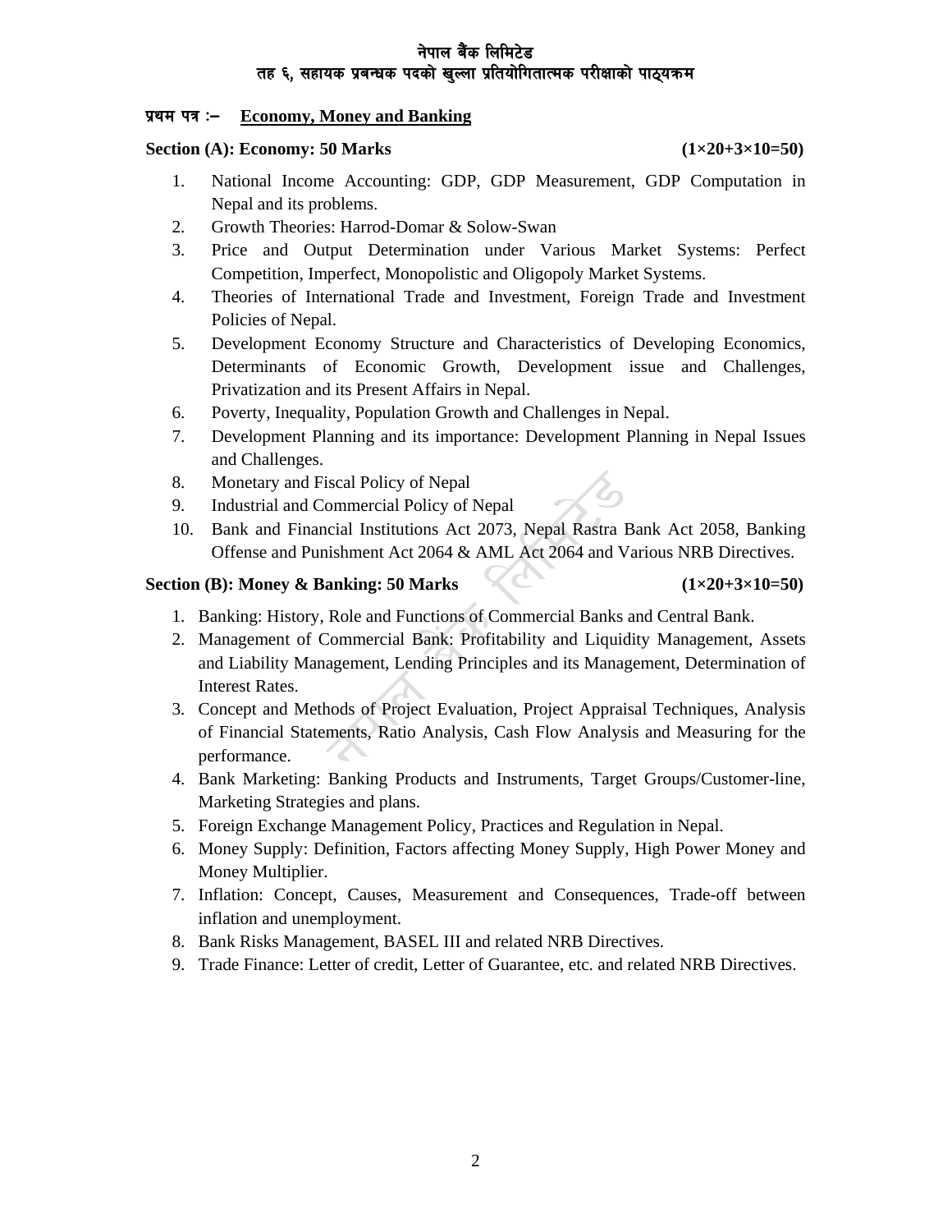# नेपाल बैंक लिमिटेड

## तह ६, सहायक प्रबन्धक पदको खुल्ला प्रतियोगितात्मक परीक्षाको पाठ्यक्रम

**प्रथम पत्र :–** **Economy, Money and Banking**

### Section (A): Economy: 50 Marks (1×20+3×10=50)

1. National Income Accounting: GDP, GDP Measurement, GDP Computation in Nepal and its problems.
2. Growth Theories: Harrod-Domar & Solow-Swan
3. Price and Output Determination under Various Market Systems: Perfect Competition, Imperfect, Monopolistic and Oligopoly Market Systems.
4. Theories of International Trade and Investment, Foreign Trade and Investment Policies of Nepal.
5. Development Economy Structure and Characteristics of Developing Economics, Determinants of Economic Growth, Development issue and Challenges, Privatization and its Present Affairs in Nepal.
6. Poverty, Inequality, Population Growth and Challenges in Nepal.
7. Development Planning and its importance: Development Planning in Nepal Issues and Challenges.
8. Monetary and Fiscal Policy of Nepal
9. Industrial and Commercial Policy of Nepal
10. Bank and Financial Institutions Act 2073, Nepal Rastra Bank Act 2058, Banking Offense and Punishment Act 2064 & AML Act 2064 and Various NRB Directives.

### Section (B): Money & Banking: 50 Marks (1×20+3×10=50)

1. Banking: History, Role and Functions of Commercial Banks and Central Bank.
2. Management of Commercial Bank: Profitability and Liquidity Management, Assets and Liability Management, Lending Principles and its Management, Determination of Interest Rates.
3. Concept and Methods of Project Evaluation, Project Appraisal Techniques, Analysis of Financial Statements, Ratio Analysis, Cash Flow Analysis and Measuring for the performance.
4. Bank Marketing: Banking Products and Instruments, Target Groups/Customer-line, Marketing Strategies and plans.
5. Foreign Exchange Management Policy, Practices and Regulation in Nepal.
6. Money Supply: Definition, Factors affecting Money Supply, High Power Money and Money Multiplier.
7. Inflation: Concept, Causes, Measurement and Consequences, Trade-off between inflation and unemployment.
8. Bank Risks Management, BASEL III and related NRB Directives.
9. Trade Finance: Letter of credit, Letter of Guarantee, etc. and related NRB Directives.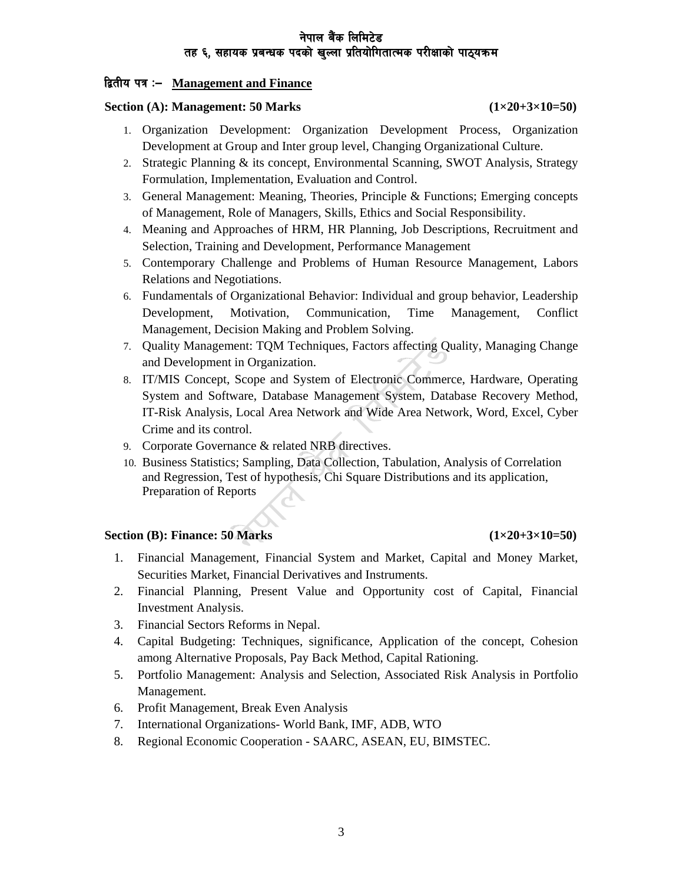**नेपाल बैंक लिमिटेड**
**तह ६, सहायक प्रबन्धक पदको खुल्ला प्रतियोगितात्मक परीक्षाको पाठ्यक्रम**

**द्वितीय पत्र :– <u>Management and Finance</u>**

**Section (A): Management: 50 Marks** **(1×20+3×10=50)**

1. Organization Development: Organization Development Process, Organization Development at Group and Inter group level, Changing Organizational Culture.
2. Strategic Planning & its concept, Environmental Scanning, SWOT Analysis, Strategy Formulation, Implementation, Evaluation and Control.
3. General Management: Meaning, Theories, Principle & Functions; Emerging concepts of Management, Role of Managers, Skills, Ethics and Social Responsibility.
4. Meaning and Approaches of HRM, HR Planning, Job Descriptions, Recruitment and Selection, Training and Development, Performance Management
5. Contemporary Challenge and Problems of Human Resource Management, Labors Relations and Negotiations.
6. Fundamentals of Organizational Behavior: Individual and group behavior, Leadership Development, Motivation, Communication, Time Management, Conflict Management, Decision Making and Problem Solving.
7. Quality Management: TQM Techniques, Factors affecting Quality, Managing Change and Development in Organization.
8. IT/MIS Concept, Scope and System of Electronic Commerce, Hardware, Operating System and Software, Database Management System, Database Recovery Method, IT-Risk Analysis, Local Area Network and Wide Area Network, Word, Excel, Cyber Crime and its control.
9. Corporate Governance & related NRB directives.
10. Business Statistics; Sampling, Data Collection, Tabulation, Analysis of Correlation and Regression, Test of hypothesis, Chi Square Distributions and its application, Preparation of Reports

**Section (B): Finance: 50 Marks** **(1×20+3×10=50)**

1. Financial Management, Financial System and Market, Capital and Money Market, Securities Market, Financial Derivatives and Instruments.
2. Financial Planning, Present Value and Opportunity cost of Capital, Financial Investment Analysis.
3. Financial Sectors Reforms in Nepal.
4. Capital Budgeting: Techniques, significance, Application of the concept, Cohesion among Alternative Proposals, Pay Back Method, Capital Rationing.
5. Portfolio Management: Analysis and Selection, Associated Risk Analysis in Portfolio Management.
6. Profit Management, Break Even Analysis
7. International Organizations- World Bank, IMF, ADB, WTO
8. Regional Economic Cooperation - SAARC, ASEAN, EU, BIMSTEC.